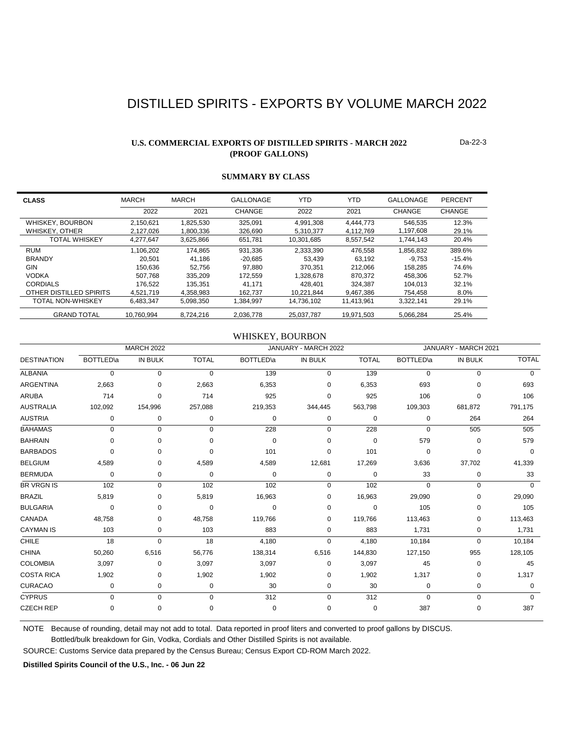# DISTILLED SPIRITS - EXPORTS BY VOLUME MARCH 2022

**U.S. COMMERCIAL EXPORTS OF DISTILLED SPIRITS - MARCH 2022**
**(PROOF GALLONS)**

Da-22-3

**SUMMARY BY CLASS**

| CLASS | MARCH 2022 | MARCH 2021 | GALLONAGE CHANGE | YTD 2022 | YTD 2021 | GALLONAGE CHANGE | PERCENT CHANGE |
|---|---|---|---|---|---|---|---|
| WHISKEY, BOURBON | 2,150,621 | 1,825,530 | 325,091 | 4,991,308 | 4,444,773 | 546,535 | 12.3% |
| WHISKEY, OTHER | 2,127,026 | 1,800,336 | 326,690 | 5,310,377 | 4,112,769 | 1,197,608 | 29.1% |
| TOTAL WHISKEY | 4,277,647 | 3,625,866 | 651,781 | 10,301,685 | 8,557,542 | 1,744,143 | 20.4% |
| RUM | 1,106,202 | 174,865 | 931,336 | 2,333,390 | 476,558 | 1,856,832 | 389.6% |
| BRANDY | 20,501 | 41,186 | -20,685 | 53,439 | 63,192 | -9,753 | -15.4% |
| GIN | 150,636 | 52,756 | 97,880 | 370,351 | 212,066 | 158,285 | 74.6% |
| VODKA | 507,768 | 335,209 | 172,559 | 1,328,678 | 870,372 | 458,306 | 52.7% |
| CORDIALS | 176,522 | 135,351 | 41,171 | 428,401 | 324,387 | 104,013 | 32.1% |
| OTHER DISTILLED SPIRITS | 4,521,719 | 4,358,983 | 162,737 | 10,221,844 | 9,467,386 | 754,458 | 8.0% |
| TOTAL NON-WHISKEY | 6,483,347 | 5,098,350 | 1,384,997 | 14,736,102 | 11,413,961 | 3,322,141 | 29.1% |
| GRAND TOTAL | 10,760,994 | 8,724,216 | 2,036,778 | 25,037,787 | 19,971,503 | 5,066,284 | 25.4% |

## WHISKEY, BOURBON

| | MARCH 2022 | | | JANUARY - MARCH 2022 | | | JANUARY - MARCH 2021 | | |
|---|---|---|---|---|---|---|---|---|---|
| DESTINATION | BOTTLED\a | IN BULK | TOTAL | BOTTLED\a | IN BULK | TOTAL | BOTTLED\a | IN BULK | TOTAL |
| ALBANIA | 0 | 0 | 0 | 139 | 0 | 139 | 0 | 0 | 0 |
| ARGENTINA | 2,663 | 0 | 2,663 | 6,353 | 0 | 6,353 | 693 | 0 | 693 |
| ARUBA | 714 | 0 | 714 | 925 | 0 | 925 | 106 | 0 | 106 |
| AUSTRALIA | 102,092 | 154,996 | 257,088 | 219,353 | 344,445 | 563,798 | 109,303 | 681,872 | 791,175 |
| AUSTRIA | 0 | 0 | 0 | 0 | 0 | 0 | 0 | 264 | 264 |
| BAHAMAS | 0 | 0 | 0 | 228 | 0 | 228 | 0 | 505 | 505 |
| BAHRAIN | 0 | 0 | 0 | 0 | 0 | 0 | 579 | 0 | 579 |
| BARBADOS | 0 | 0 | 0 | 101 | 0 | 101 | 0 | 0 | 0 |
| BELGIUM | 4,589 | 0 | 4,589 | 4,589 | 12,681 | 17,269 | 3,636 | 37,702 | 41,339 |
| BERMUDA | 0 | 0 | 0 | 0 | 0 | 0 | 33 | 0 | 33 |
| BR VRGN IS | 102 | 0 | 102 | 102 | 0 | 102 | 0 | 0 | 0 |
| BRAZIL | 5,819 | 0 | 5,819 | 16,963 | 0 | 16,963 | 29,090 | 0 | 29,090 |
| BULGARIA | 0 | 0 | 0 | 0 | 0 | 0 | 105 | 0 | 105 |
| CANADA | 48,758 | 0 | 48,758 | 119,766 | 0 | 119,766 | 113,463 | 0 | 113,463 |
| CAYMAN IS | 103 | 0 | 103 | 883 | 0 | 883 | 1,731 | 0 | 1,731 |
| CHILE | 18 | 0 | 18 | 4,180 | 0 | 4,180 | 10,184 | 0 | 10,184 |
| CHINA | 50,260 | 6,516 | 56,776 | 138,314 | 6,516 | 144,830 | 127,150 | 955 | 128,105 |
| COLOMBIA | 3,097 | 0 | 3,097 | 3,097 | 0 | 3,097 | 45 | 0 | 45 |
| COSTA RICA | 1,902 | 0 | 1,902 | 1,902 | 0 | 1,902 | 1,317 | 0 | 1,317 |
| CURACAO | 0 | 0 | 0 | 30 | 0 | 30 | 0 | 0 | 0 |
| CYPRUS | 0 | 0 | 0 | 312 | 0 | 312 | 0 | 0 | 0 |
| CZECH REP | 0 | 0 | 0 | 0 | 0 | 0 | 387 | 0 | 387 |

NOTE Because of rounding, detail may not add to total. Data reported in proof liters and converted to proof gallons by DISCUS.
Bottled/bulk breakdown for Gin, Vodka, Cordials and Other Distilled Spirits is not available.

SOURCE: Customs Service data prepared by the Census Bureau; Census Export CD-ROM March 2022.

**Distilled Spirits Council of the U.S., Inc. - 06 Jun 22**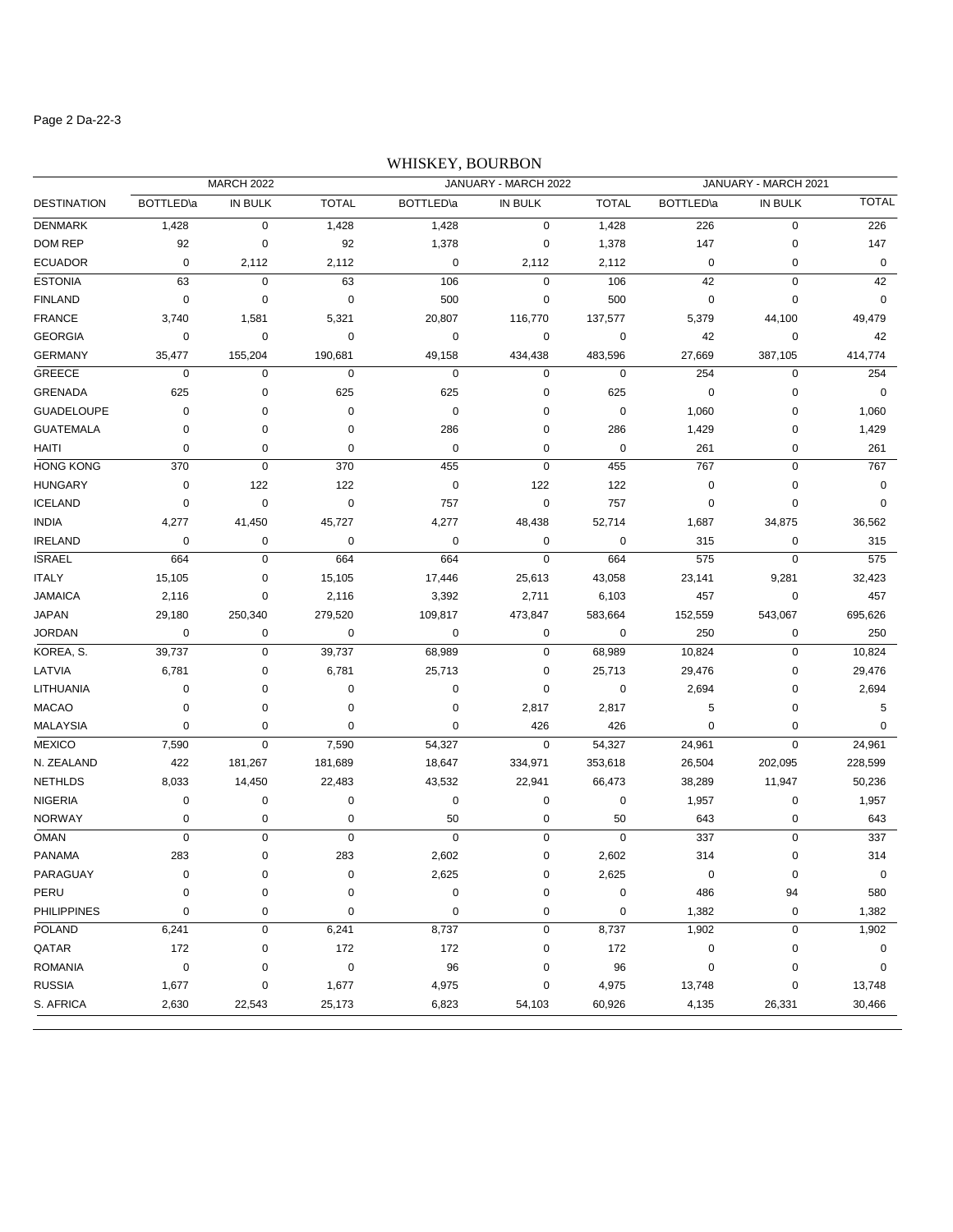# WHISKEY, BOURBON

| DESTINATION | MARCH 2022 | | | JANUARY - MARCH 2022 | | | JANUARY - MARCH 2021 | | |
|---|---|---|---|---|---|---|---|---|---|
| | BOTTLED\a | IN BULK | TOTAL | BOTTLED\a | IN BULK | TOTAL | BOTTLED\a | IN BULK | TOTAL |
| DENMARK | 1,428 | 0 | 1,428 | 1,428 | 0 | 1,428 | 226 | 0 | 226 |
| DOM REP | 92 | 0 | 92 | 1,378 | 0 | 1,378 | 147 | 0 | 147 |
| ECUADOR | 0 | 2,112 | 2,112 | 0 | 2,112 | 2,112 | 0 | 0 | 0 |
| ESTONIA | 63 | 0 | 63 | 106 | 0 | 106 | 42 | 0 | 42 |
| FINLAND | 0 | 0 | 0 | 500 | 0 | 500 | 0 | 0 | 0 |
| FRANCE | 3,740 | 1,581 | 5,321 | 20,807 | 116,770 | 137,577 | 5,379 | 44,100 | 49,479 |
| GEORGIA | 0 | 0 | 0 | 0 | 0 | 0 | 42 | 0 | 42 |
| GERMANY | 35,477 | 155,204 | 190,681 | 49,158 | 434,438 | 483,596 | 27,669 | 387,105 | 414,774 |
| GREECE | 0 | 0 | 0 | 0 | 0 | 0 | 254 | 0 | 254 |
| GRENADA | 625 | 0 | 625 | 625 | 0 | 625 | 0 | 0 | 0 |
| GUADELOUPE | 0 | 0 | 0 | 0 | 0 | 0 | 1,060 | 0 | 1,060 |
| GUATEMALA | 0 | 0 | 0 | 286 | 0 | 286 | 1,429 | 0 | 1,429 |
| HAITI | 0 | 0 | 0 | 0 | 0 | 0 | 261 | 0 | 261 |
| HONG KONG | 370 | 0 | 370 | 455 | 0 | 455 | 767 | 0 | 767 |
| HUNGARY | 0 | 122 | 122 | 0 | 122 | 122 | 0 | 0 | 0 |
| ICELAND | 0 | 0 | 0 | 757 | 0 | 757 | 0 | 0 | 0 |
| INDIA | 4,277 | 41,450 | 45,727 | 4,277 | 48,438 | 52,714 | 1,687 | 34,875 | 36,562 |
| IRELAND | 0 | 0 | 0 | 0 | 0 | 0 | 315 | 0 | 315 |
| ISRAEL | 664 | 0 | 664 | 664 | 0 | 664 | 575 | 0 | 575 |
| ITALY | 15,105 | 0 | 15,105 | 17,446 | 25,613 | 43,058 | 23,141 | 9,281 | 32,423 |
| JAMAICA | 2,116 | 0 | 2,116 | 3,392 | 2,711 | 6,103 | 457 | 0 | 457 |
| JAPAN | 29,180 | 250,340 | 279,520 | 109,817 | 473,847 | 583,664 | 152,559 | 543,067 | 695,626 |
| JORDAN | 0 | 0 | 0 | 0 | 0 | 0 | 250 | 0 | 250 |
| KOREA, S. | 39,737 | 0 | 39,737 | 68,989 | 0 | 68,989 | 10,824 | 0 | 10,824 |
| LATVIA | 6,781 | 0 | 6,781 | 25,713 | 0 | 25,713 | 29,476 | 0 | 29,476 |
| LITHUANIA | 0 | 0 | 0 | 0 | 0 | 0 | 2,694 | 0 | 2,694 |
| MACAO | 0 | 0 | 0 | 0 | 2,817 | 2,817 | 5 | 0 | 5 |
| MALAYSIA | 0 | 0 | 0 | 0 | 426 | 426 | 0 | 0 | 0 |
| MEXICO | 7,590 | 0 | 7,590 | 54,327 | 0 | 54,327 | 24,961 | 0 | 24,961 |
| N. ZEALAND | 422 | 181,267 | 181,689 | 18,647 | 334,971 | 353,618 | 26,504 | 202,095 | 228,599 |
| NETHLDS | 8,033 | 14,450 | 22,483 | 43,532 | 22,941 | 66,473 | 38,289 | 11,947 | 50,236 |
| NIGERIA | 0 | 0 | 0 | 0 | 0 | 0 | 1,957 | 0 | 1,957 |
| NORWAY | 0 | 0 | 0 | 50 | 0 | 50 | 643 | 0 | 643 |
| OMAN | 0 | 0 | 0 | 0 | 0 | 0 | 337 | 0 | 337 |
| PANAMA | 283 | 0 | 283 | 2,602 | 0 | 2,602 | 314 | 0 | 314 |
| PARAGUAY | 0 | 0 | 0 | 2,625 | 0 | 2,625 | 0 | 0 | 0 |
| PERU | 0 | 0 | 0 | 0 | 0 | 0 | 486 | 94 | 580 |
| PHILIPPINES | 0 | 0 | 0 | 0 | 0 | 0 | 1,382 | 0 | 1,382 |
| POLAND | 6,241 | 0 | 6,241 | 8,737 | 0 | 8,737 | 1,902 | 0 | 1,902 |
| QATAR | 172 | 0 | 172 | 172 | 0 | 172 | 0 | 0 | 0 |
| ROMANIA | 0 | 0 | 0 | 96 | 0 | 96 | 0 | 0 | 0 |
| RUSSIA | 1,677 | 0 | 1,677 | 4,975 | 0 | 4,975 | 13,748 | 0 | 13,748 |
| S. AFRICA | 2,630 | 22,543 | 25,173 | 6,823 | 54,103 | 60,926 | 4,135 | 26,331 | 30,466 |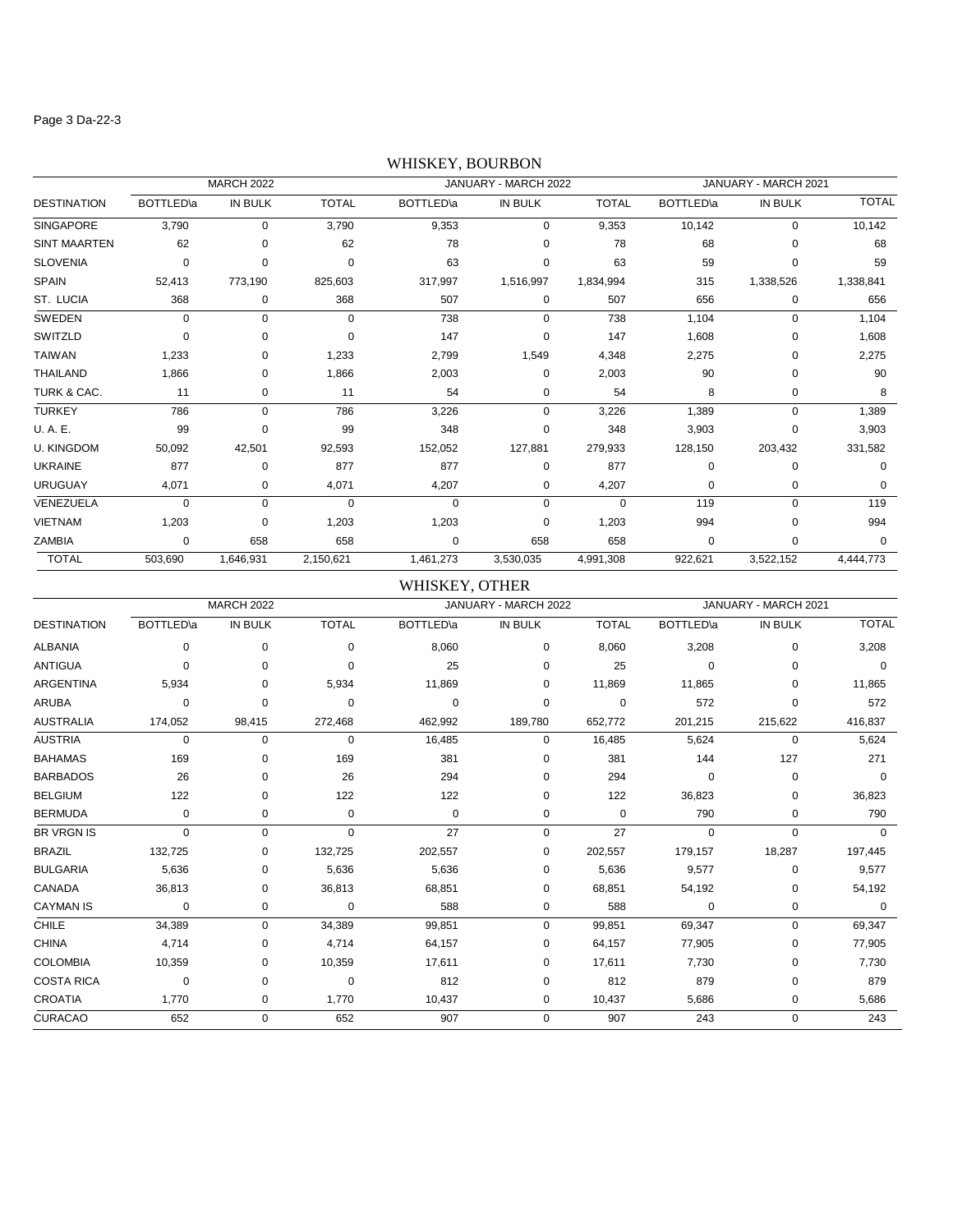## WHISKEY, BOURBON

| DESTINATION | MARCH 2022 | | | JANUARY - MARCH 2022 | | | JANUARY - MARCH 2021 | | |
|---|---|---|---|---|---|---|---|---|---|
| | BOTTLED\a | IN BULK | TOTAL | BOTTLED\a | IN BULK | TOTAL | BOTTLED\a | IN BULK | TOTAL |
| SINGAPORE | 3,790 | 0 | 3,790 | 9,353 | 0 | 9,353 | 10,142 | 0 | 10,142 |
| SINT MAARTEN | 62 | 0 | 62 | 78 | 0 | 78 | 68 | 0 | 68 |
| SLOVENIA | 0 | 0 | 0 | 63 | 0 | 63 | 59 | 0 | 59 |
| SPAIN | 52,413 | 773,190 | 825,603 | 317,997 | 1,516,997 | 1,834,994 | 315 | 1,338,526 | 1,338,841 |
| ST. LUCIA | 368 | 0 | 368 | 507 | 0 | 507 | 656 | 0 | 656 |
| SWEDEN | 0 | 0 | 0 | 738 | 0 | 738 | 1,104 | 0 | 1,104 |
| SWITZLD | 0 | 0 | 0 | 147 | 0 | 147 | 1,608 | 0 | 1,608 |
| TAIWAN | 1,233 | 0 | 1,233 | 2,799 | 1,549 | 4,348 | 2,275 | 0 | 2,275 |
| THAILAND | 1,866 | 0 | 1,866 | 2,003 | 0 | 2,003 | 90 | 0 | 90 |
| TURK & CAC. | 11 | 0 | 11 | 54 | 0 | 54 | 8 | 0 | 8 |
| TURKEY | 786 | 0 | 786 | 3,226 | 0 | 3,226 | 1,389 | 0 | 1,389 |
| U. A. E. | 99 | 0 | 99 | 348 | 0 | 348 | 3,903 | 0 | 3,903 |
| U. KINGDOM | 50,092 | 42,501 | 92,593 | 152,052 | 127,881 | 279,933 | 128,150 | 203,432 | 331,582 |
| UKRAINE | 877 | 0 | 877 | 877 | 0 | 877 | 0 | 0 | 0 |
| URUGUAY | 4,071 | 0 | 4,071 | 4,207 | 0 | 4,207 | 0 | 0 | 0 |
| VENEZUELA | 0 | 0 | 0 | 0 | 0 | 0 | 119 | 0 | 119 |
| VIETNAM | 1,203 | 0 | 1,203 | 1,203 | 0 | 1,203 | 994 | 0 | 994 |
| ZAMBIA | 0 | 658 | 658 | 0 | 658 | 658 | 0 | 0 | 0 |
| TOTAL | 503,690 | 1,646,931 | 2,150,621 | 1,461,273 | 3,530,035 | 4,991,308 | 922,621 | 3,522,152 | 4,444,773 |

## WHISKEY, OTHER

| DESTINATION | MARCH 2022 | | | JANUARY - MARCH 2022 | | | JANUARY - MARCH 2021 | | |
|---|---|---|---|---|---|---|---|---|---|
| | BOTTLED\a | IN BULK | TOTAL | BOTTLED\a | IN BULK | TOTAL | BOTTLED\a | IN BULK | TOTAL |
| ALBANIA | 0 | 0 | 0 | 8,060 | 0 | 8,060 | 3,208 | 0 | 3,208 |
| ANTIGUA | 0 | 0 | 0 | 25 | 0 | 25 | 0 | 0 | 0 |
| ARGENTINA | 5,934 | 0 | 5,934 | 11,869 | 0 | 11,869 | 11,865 | 0 | 11,865 |
| ARUBA | 0 | 0 | 0 | 0 | 0 | 0 | 572 | 0 | 572 |
| AUSTRALIA | 174,052 | 98,415 | 272,468 | 462,992 | 189,780 | 652,772 | 201,215 | 215,622 | 416,837 |
| AUSTRIA | 0 | 0 | 0 | 16,485 | 0 | 16,485 | 5,624 | 0 | 5,624 |
| BAHAMAS | 169 | 0 | 169 | 381 | 0 | 381 | 144 | 127 | 271 |
| BARBADOS | 26 | 0 | 26 | 294 | 0 | 294 | 0 | 0 | 0 |
| BELGIUM | 122 | 0 | 122 | 122 | 0 | 122 | 36,823 | 0 | 36,823 |
| BERMUDA | 0 | 0 | 0 | 0 | 0 | 0 | 790 | 0 | 790 |
| BR VRGN IS | 0 | 0 | 0 | 27 | 0 | 27 | 0 | 0 | 0 |
| BRAZIL | 132,725 | 0 | 132,725 | 202,557 | 0 | 202,557 | 179,157 | 18,287 | 197,445 |
| BULGARIA | 5,636 | 0 | 5,636 | 5,636 | 0 | 5,636 | 9,577 | 0 | 9,577 |
| CANADA | 36,813 | 0 | 36,813 | 68,851 | 0 | 68,851 | 54,192 | 0 | 54,192 |
| CAYMAN IS | 0 | 0 | 0 | 588 | 0 | 588 | 0 | 0 | 0 |
| CHILE | 34,389 | 0 | 34,389 | 99,851 | 0 | 99,851 | 69,347 | 0 | 69,347 |
| CHINA | 4,714 | 0 | 4,714 | 64,157 | 0 | 64,157 | 77,905 | 0 | 77,905 |
| COLOMBIA | 10,359 | 0 | 10,359 | 17,611 | 0 | 17,611 | 7,730 | 0 | 7,730 |
| COSTA RICA | 0 | 0 | 0 | 812 | 0 | 812 | 879 | 0 | 879 |
| CROATIA | 1,770 | 0 | 1,770 | 10,437 | 0 | 10,437 | 5,686 | 0 | 5,686 |
| CURACAO | 652 | 0 | 652 | 907 | 0 | 907 | 243 | 0 | 243 |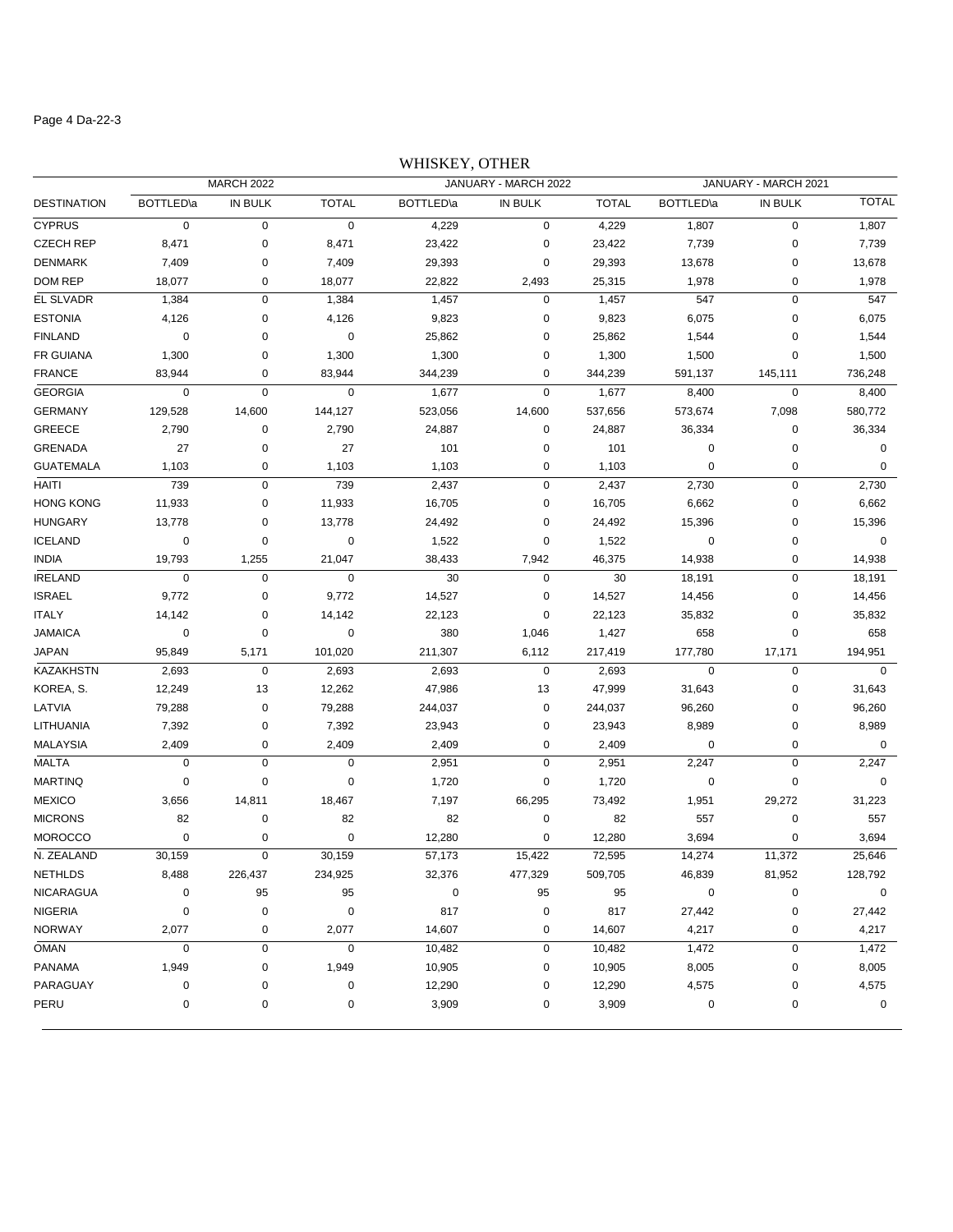## WHISKEY, OTHER

| DESTINATION | MARCH 2022 | | | JANUARY - MARCH 2022 | | | JANUARY - MARCH 2021 | | |
|---|---|---|---|---|---|---|---|---|---|
| | BOTTLED\a | IN BULK | TOTAL | BOTTLED\a | IN BULK | TOTAL | BOTTLED\a | IN BULK | TOTAL |
| CYPRUS | 0 | 0 | 0 | 4,229 | 0 | 4,229 | 1,807 | 0 | 1,807 |
| CZECH REP | 8,471 | 0 | 8,471 | 23,422 | 0 | 23,422 | 7,739 | 0 | 7,739 |
| DENMARK | 7,409 | 0 | 7,409 | 29,393 | 0 | 29,393 | 13,678 | 0 | 13,678 |
| DOM REP | 18,077 | 0 | 18,077 | 22,822 | 2,493 | 25,315 | 1,978 | 0 | 1,978 |
| EL SLVADR | 1,384 | 0 | 1,384 | 1,457 | 0 | 1,457 | 547 | 0 | 547 |
| ESTONIA | 4,126 | 0 | 4,126 | 9,823 | 0 | 9,823 | 6,075 | 0 | 6,075 |
| FINLAND | 0 | 0 | 0 | 25,862 | 0 | 25,862 | 1,544 | 0 | 1,544 |
| FR GUIANA | 1,300 | 0 | 1,300 | 1,300 | 0 | 1,300 | 1,500 | 0 | 1,500 |
| FRANCE | 83,944 | 0 | 83,944 | 344,239 | 0 | 344,239 | 591,137 | 145,111 | 736,248 |
| GEORGIA | 0 | 0 | 0 | 1,677 | 0 | 1,677 | 8,400 | 0 | 8,400 |
| GERMANY | 129,528 | 14,600 | 144,127 | 523,056 | 14,600 | 537,656 | 573,674 | 7,098 | 580,772 |
| GREECE | 2,790 | 0 | 2,790 | 24,887 | 0 | 24,887 | 36,334 | 0 | 36,334 |
| GRENADA | 27 | 0 | 27 | 101 | 0 | 101 | 0 | 0 | 0 |
| GUATEMALA | 1,103 | 0 | 1,103 | 1,103 | 0 | 1,103 | 0 | 0 | 0 |
| HAITI | 739 | 0 | 739 | 2,437 | 0 | 2,437 | 2,730 | 0 | 2,730 |
| HONG KONG | 11,933 | 0 | 11,933 | 16,705 | 0 | 16,705 | 6,662 | 0 | 6,662 |
| HUNGARY | 13,778 | 0 | 13,778 | 24,492 | 0 | 24,492 | 15,396 | 0 | 15,396 |
| ICELAND | 0 | 0 | 0 | 1,522 | 0 | 1,522 | 0 | 0 | 0 |
| INDIA | 19,793 | 1,255 | 21,047 | 38,433 | 7,942 | 46,375 | 14,938 | 0 | 14,938 |
| IRELAND | 0 | 0 | 0 | 30 | 0 | 30 | 18,191 | 0 | 18,191 |
| ISRAEL | 9,772 | 0 | 9,772 | 14,527 | 0 | 14,527 | 14,456 | 0 | 14,456 |
| ITALY | 14,142 | 0 | 14,142 | 22,123 | 0 | 22,123 | 35,832 | 0 | 35,832 |
| JAMAICA | 0 | 0 | 0 | 380 | 1,046 | 1,427 | 658 | 0 | 658 |
| JAPAN | 95,849 | 5,171 | 101,020 | 211,307 | 6,112 | 217,419 | 177,780 | 17,171 | 194,951 |
| KAZAKHSTN | 2,693 | 0 | 2,693 | 2,693 | 0 | 2,693 | 0 | 0 | 0 |
| KOREA, S. | 12,249 | 13 | 12,262 | 47,986 | 13 | 47,999 | 31,643 | 0 | 31,643 |
| LATVIA | 79,288 | 0 | 79,288 | 244,037 | 0 | 244,037 | 96,260 | 0 | 96,260 |
| LITHUANIA | 7,392 | 0 | 7,392 | 23,943 | 0 | 23,943 | 8,989 | 0 | 8,989 |
| MALAYSIA | 2,409 | 0 | 2,409 | 2,409 | 0 | 2,409 | 0 | 0 | 0 |
| MALTA | 0 | 0 | 0 | 2,951 | 0 | 2,951 | 2,247 | 0 | 2,247 |
| MARTINQ | 0 | 0 | 0 | 1,720 | 0 | 1,720 | 0 | 0 | 0 |
| MEXICO | 3,656 | 14,811 | 18,467 | 7,197 | 66,295 | 73,492 | 1,951 | 29,272 | 31,223 |
| MICRONS | 82 | 0 | 82 | 82 | 0 | 82 | 557 | 0 | 557 |
| MOROCCO | 0 | 0 | 0 | 12,280 | 0 | 12,280 | 3,694 | 0 | 3,694 |
| N. ZEALAND | 30,159 | 0 | 30,159 | 57,173 | 15,422 | 72,595 | 14,274 | 11,372 | 25,646 |
| NETHLDS | 8,488 | 226,437 | 234,925 | 32,376 | 477,329 | 509,705 | 46,839 | 81,952 | 128,792 |
| NICARAGUA | 0 | 95 | 95 | 0 | 95 | 95 | 0 | 0 | 0 |
| NIGERIA | 0 | 0 | 0 | 817 | 0 | 817 | 27,442 | 0 | 27,442 |
| NORWAY | 2,077 | 0 | 2,077 | 14,607 | 0 | 14,607 | 4,217 | 0 | 4,217 |
| OMAN | 0 | 0 | 0 | 10,482 | 0 | 10,482 | 1,472 | 0 | 1,472 |
| PANAMA | 1,949 | 0 | 1,949 | 10,905 | 0 | 10,905 | 8,005 | 0 | 8,005 |
| PARAGUAY | 0 | 0 | 0 | 12,290 | 0 | 12,290 | 4,575 | 0 | 4,575 |
| PERU | 0 | 0 | 0 | 3,909 | 0 | 3,909 | 0 | 0 | 0 |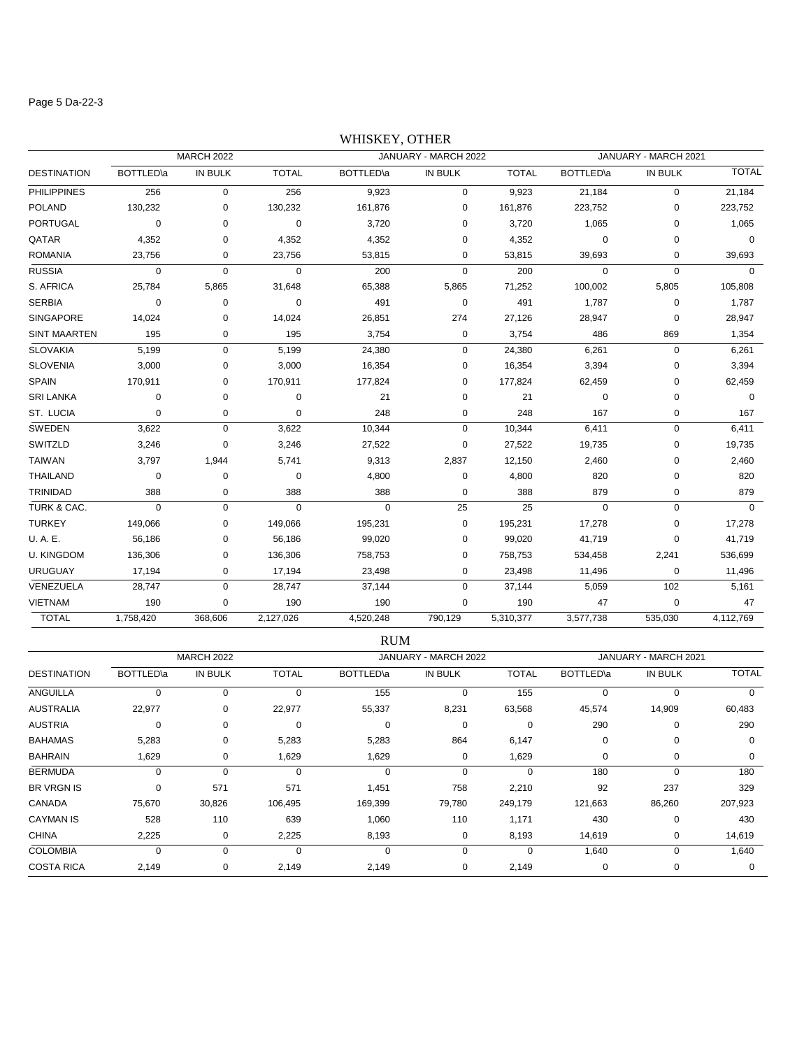## WHISKEY, OTHER

| DESTINATION | MARCH 2022 | | | JANUARY - MARCH 2022 | | | JANUARY - MARCH 2021 | | |
|---|---|---|---|---|---|---|---|---|---|
| | BOTTLED\a | IN BULK | TOTAL | BOTTLED\a | IN BULK | TOTAL | BOTTLED\a | IN BULK | TOTAL |
| PHILIPPINES | 256 | 0 | 256 | 9,923 | 0 | 9,923 | 21,184 | 0 | 21,184 |
| POLAND | 130,232 | 0 | 130,232 | 161,876 | 0 | 161,876 | 223,752 | 0 | 223,752 |
| PORTUGAL | 0 | 0 | 0 | 3,720 | 0 | 3,720 | 1,065 | 0 | 1,065 |
| QATAR | 4,352 | 0 | 4,352 | 4,352 | 0 | 4,352 | 0 | 0 | 0 |
| ROMANIA | 23,756 | 0 | 23,756 | 53,815 | 0 | 53,815 | 39,693 | 0 | 39,693 |
| RUSSIA | 0 | 0 | 0 | 200 | 0 | 200 | 0 | 0 | 0 |
| S. AFRICA | 25,784 | 5,865 | 31,648 | 65,388 | 5,865 | 71,252 | 100,002 | 5,805 | 105,808 |
| SERBIA | 0 | 0 | 0 | 491 | 0 | 491 | 1,787 | 0 | 1,787 |
| SINGAPORE | 14,024 | 0 | 14,024 | 26,851 | 274 | 27,126 | 28,947 | 0 | 28,947 |
| SINT MAARTEN | 195 | 0 | 195 | 3,754 | 0 | 3,754 | 486 | 869 | 1,354 |
| SLOVAKIA | 5,199 | 0 | 5,199 | 24,380 | 0 | 24,380 | 6,261 | 0 | 6,261 |
| SLOVENIA | 3,000 | 0 | 3,000 | 16,354 | 0 | 16,354 | 3,394 | 0 | 3,394 |
| SPAIN | 170,911 | 0 | 170,911 | 177,824 | 0 | 177,824 | 62,459 | 0 | 62,459 |
| SRI LANKA | 0 | 0 | 0 | 21 | 0 | 21 | 0 | 0 | 0 |
| ST. LUCIA | 0 | 0 | 0 | 248 | 0 | 248 | 167 | 0 | 167 |
| SWEDEN | 3,622 | 0 | 3,622 | 10,344 | 0 | 10,344 | 6,411 | 0 | 6,411 |
| SWITZLD | 3,246 | 0 | 3,246 | 27,522 | 0 | 27,522 | 19,735 | 0 | 19,735 |
| TAIWAN | 3,797 | 1,944 | 5,741 | 9,313 | 2,837 | 12,150 | 2,460 | 0 | 2,460 |
| THAILAND | 0 | 0 | 0 | 4,800 | 0 | 4,800 | 820 | 0 | 820 |
| TRINIDAD | 388 | 0 | 388 | 388 | 0 | 388 | 879 | 0 | 879 |
| TURK & CAC. | 0 | 0 | 0 | 0 | 25 | 25 | 0 | 0 | 0 |
| TURKEY | 149,066 | 0 | 149,066 | 195,231 | 0 | 195,231 | 17,278 | 0 | 17,278 |
| U. A. E. | 56,186 | 0 | 56,186 | 99,020 | 0 | 99,020 | 41,719 | 0 | 41,719 |
| U. KINGDOM | 136,306 | 0 | 136,306 | 758,753 | 0 | 758,753 | 534,458 | 2,241 | 536,699 |
| URUGUAY | 17,194 | 0 | 17,194 | 23,498 | 0 | 23,498 | 11,496 | 0 | 11,496 |
| VENEZUELA | 28,747 | 0 | 28,747 | 37,144 | 0 | 37,144 | 5,059 | 102 | 5,161 |
| VIETNAM | 190 | 0 | 190 | 190 | 0 | 190 | 47 | 0 | 47 |
| TOTAL | 1,758,420 | 368,606 | 2,127,026 | 4,520,248 | 790,129 | 5,310,377 | 3,577,738 | 535,030 | 4,112,769 |

## RUM

| DESTINATION | MARCH 2022 | | | JANUARY - MARCH 2022 | | | JANUARY - MARCH 2021 | | |
|---|---|---|---|---|---|---|---|---|---|
| | BOTTLED\a | IN BULK | TOTAL | BOTTLED\a | IN BULK | TOTAL | BOTTLED\a | IN BULK | TOTAL |
| ANGUILLA | 0 | 0 | 0 | 155 | 0 | 155 | 0 | 0 | 0 |
| AUSTRALIA | 22,977 | 0 | 22,977 | 55,337 | 8,231 | 63,568 | 45,574 | 14,909 | 60,483 |
| AUSTRIA | 0 | 0 | 0 | 0 | 0 | 0 | 290 | 0 | 290 |
| BAHAMAS | 5,283 | 0 | 5,283 | 5,283 | 864 | 6,147 | 0 | 0 | 0 |
| BAHRAIN | 1,629 | 0 | 1,629 | 1,629 | 0 | 1,629 | 0 | 0 | 0 |
| BERMUDA | 0 | 0 | 0 | 0 | 0 | 0 | 180 | 0 | 180 |
| BR VRGN IS | 0 | 571 | 571 | 1,451 | 758 | 2,210 | 92 | 237 | 329 |
| CANADA | 75,670 | 30,826 | 106,495 | 169,399 | 79,780 | 249,179 | 121,663 | 86,260 | 207,923 |
| CAYMAN IS | 528 | 110 | 639 | 1,060 | 110 | 1,171 | 430 | 0 | 430 |
| CHINA | 2,225 | 0 | 2,225 | 8,193 | 0 | 8,193 | 14,619 | 0 | 14,619 |
| COLOMBIA | 0 | 0 | 0 | 0 | 0 | 0 | 1,640 | 0 | 1,640 |
| COSTA RICA | 2,149 | 0 | 2,149 | 2,149 | 0 | 2,149 | 0 | 0 | 0 |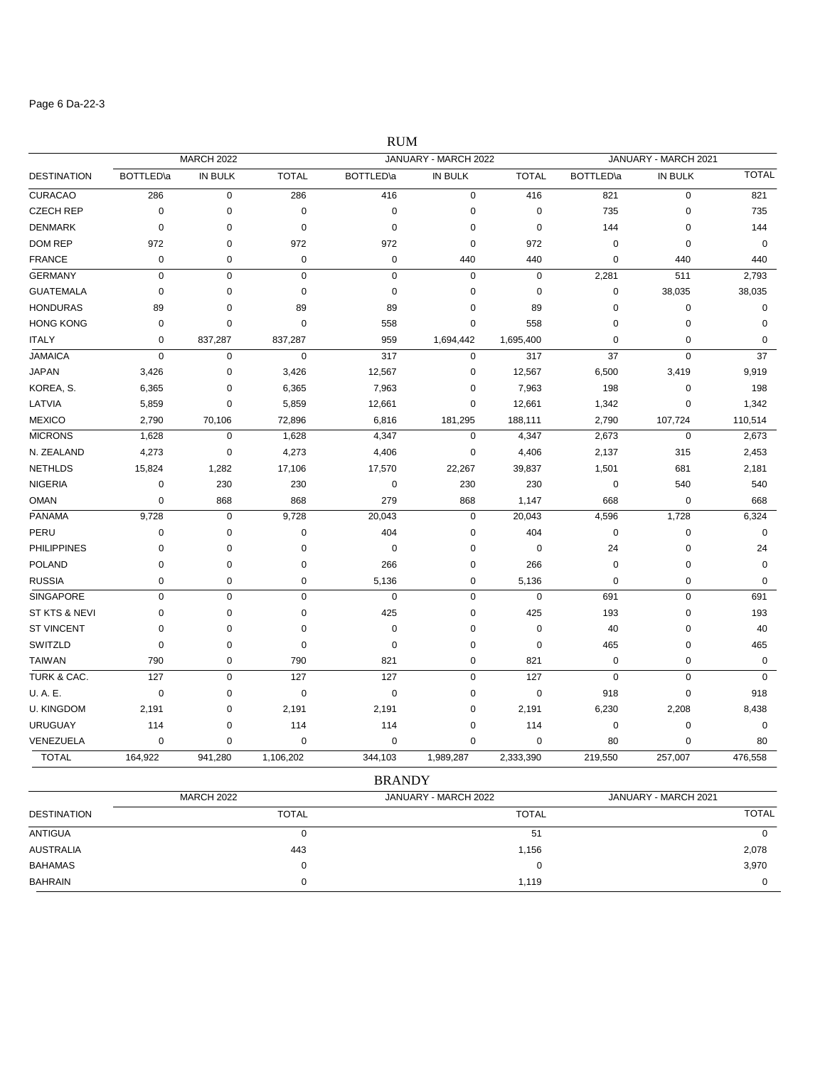## RUM

| DESTINATION | MARCH 2022 | | | JANUARY - MARCH 2022 | | | JANUARY - MARCH 2021 | | |
|---|---|---|---|---|---|---|---|---|---|
| | BOTTLED\a | IN BULK | TOTAL | BOTTLED\a | IN BULK | TOTAL | BOTTLED\a | IN BULK | TOTAL |
| CURACAO | 286 | 0 | 286 | 416 | 0 | 416 | 821 | 0 | 821 |
| CZECH REP | 0 | 0 | 0 | 0 | 0 | 0 | 735 | 0 | 735 |
| DENMARK | 0 | 0 | 0 | 0 | 0 | 0 | 144 | 0 | 144 |
| DOM REP | 972 | 0 | 972 | 972 | 0 | 972 | 0 | 0 | 0 |
| FRANCE | 0 | 0 | 0 | 0 | 440 | 440 | 0 | 440 | 440 |
| GERMANY | 0 | 0 | 0 | 0 | 0 | 0 | 2,281 | 511 | 2,793 |
| GUATEMALA | 0 | 0 | 0 | 0 | 0 | 0 | 0 | 38,035 | 38,035 |
| HONDURAS | 89 | 0 | 89 | 89 | 0 | 89 | 0 | 0 | 0 |
| HONG KONG | 0 | 0 | 0 | 558 | 0 | 558 | 0 | 0 | 0 |
| ITALY | 0 | 837,287 | 837,287 | 959 | 1,694,442 | 1,695,400 | 0 | 0 | 0 |
| JAMAICA | 0 | 0 | 0 | 317 | 0 | 317 | 37 | 0 | 37 |
| JAPAN | 3,426 | 0 | 3,426 | 12,567 | 0 | 12,567 | 6,500 | 3,419 | 9,919 |
| KOREA, S. | 6,365 | 0 | 6,365 | 7,963 | 0 | 7,963 | 198 | 0 | 198 |
| LATVIA | 5,859 | 0 | 5,859 | 12,661 | 0 | 12,661 | 1,342 | 0 | 1,342 |
| MEXICO | 2,790 | 70,106 | 72,896 | 6,816 | 181,295 | 188,111 | 2,790 | 107,724 | 110,514 |
| MICRONS | 1,628 | 0 | 1,628 | 4,347 | 0 | 4,347 | 2,673 | 0 | 2,673 |
| N. ZEALAND | 4,273 | 0 | 4,273 | 4,406 | 0 | 4,406 | 2,137 | 315 | 2,453 |
| NETHLDS | 15,824 | 1,282 | 17,106 | 17,570 | 22,267 | 39,837 | 1,501 | 681 | 2,181 |
| NIGERIA | 0 | 230 | 230 | 0 | 230 | 230 | 0 | 540 | 540 |
| OMAN | 0 | 868 | 868 | 279 | 868 | 1,147 | 668 | 0 | 668 |
| PANAMA | 9,728 | 0 | 9,728 | 20,043 | 0 | 20,043 | 4,596 | 1,728 | 6,324 |
| PERU | 0 | 0 | 0 | 404 | 0 | 404 | 0 | 0 | 0 |
| PHILIPPINES | 0 | 0 | 0 | 0 | 0 | 0 | 24 | 0 | 24 |
| POLAND | 0 | 0 | 0 | 266 | 0 | 266 | 0 | 0 | 0 |
| RUSSIA | 0 | 0 | 0 | 5,136 | 0 | 5,136 | 0 | 0 | 0 |
| SINGAPORE | 0 | 0 | 0 | 0 | 0 | 0 | 691 | 0 | 691 |
| ST KTS & NEVI | 0 | 0 | 0 | 425 | 0 | 425 | 193 | 0 | 193 |
| ST VINCENT | 0 | 0 | 0 | 0 | 0 | 0 | 40 | 0 | 40 |
| SWITZLD | 0 | 0 | 0 | 0 | 0 | 0 | 465 | 0 | 465 |
| TAIWAN | 790 | 0 | 790 | 821 | 0 | 821 | 0 | 0 | 0 |
| TURK & CAC. | 127 | 0 | 127 | 127 | 0 | 127 | 0 | 0 | 0 |
| U. A. E. | 0 | 0 | 0 | 0 | 0 | 0 | 918 | 0 | 918 |
| U. KINGDOM | 2,191 | 0 | 2,191 | 2,191 | 0 | 2,191 | 6,230 | 2,208 | 8,438 |
| URUGUAY | 114 | 0 | 114 | 114 | 0 | 114 | 0 | 0 | 0 |
| VENEZUELA | 0 | 0 | 0 | 0 | 0 | 0 | 80 | 0 | 80 |
| TOTAL | 164,922 | 941,280 | 1,106,202 | 344,103 | 1,989,287 | 2,333,390 | 219,550 | 257,007 | 476,558 |

## BRANDY

| DESTINATION | MARCH 2022 | JANUARY - MARCH 2022 | JANUARY - MARCH 2021 |
|---|---|---|---|
| | TOTAL | TOTAL | TOTAL |
| ANTIGUA | 0 | 51 | 0 |
| AUSTRALIA | 443 | 1,156 | 2,078 |
| BAHAMAS | 0 | 0 | 3,970 |
| BAHRAIN | 0 | 1,119 | 0 |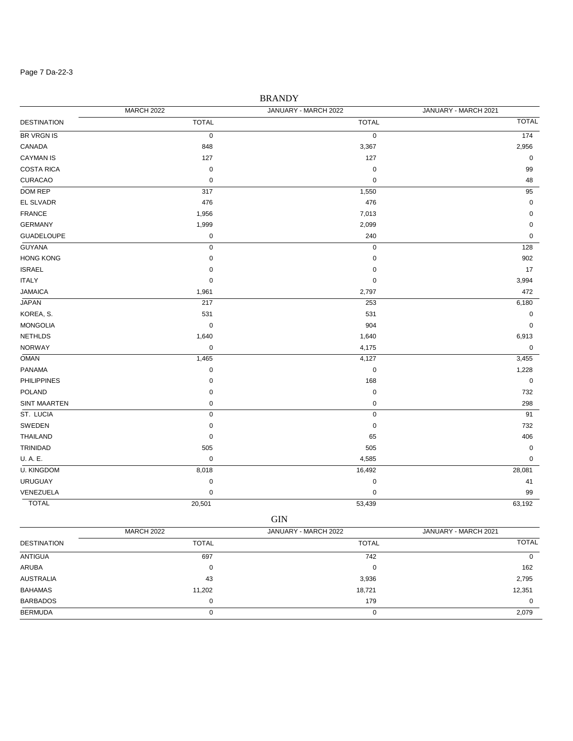## BRANDY

| DESTINATION | MARCH 2022 TOTAL | JANUARY - MARCH 2022 TOTAL | JANUARY - MARCH 2021 TOTAL |
|---|---|---|---|
| BR VRGN IS | 0 | 0 | 174 |
| CANADA | 848 | 3,367 | 2,956 |
| CAYMAN IS | 127 | 127 | 0 |
| COSTA RICA | 0 | 0 | 99 |
| CURACAO | 0 | 0 | 48 |
| DOM REP | 317 | 1,550 | 95 |
| EL SLVADR | 476 | 476 | 0 |
| FRANCE | 1,956 | 7,013 | 0 |
| GERMANY | 1,999 | 2,099 | 0 |
| GUADELOUPE | 0 | 240 | 0 |
| GUYANA | 0 | 0 | 128 |
| HONG KONG | 0 | 0 | 902 |
| ISRAEL | 0 | 0 | 17 |
| ITALY | 0 | 0 | 3,994 |
| JAMAICA | 1,961 | 2,797 | 472 |
| JAPAN | 217 | 253 | 6,180 |
| KOREA, S. | 531 | 531 | 0 |
| MONGOLIA | 0 | 904 | 0 |
| NETHLDS | 1,640 | 1,640 | 6,913 |
| NORWAY | 0 | 4,175 | 0 |
| OMAN | 1,465 | 4,127 | 3,455 |
| PANAMA | 0 | 0 | 1,228 |
| PHILIPPINES | 0 | 168 | 0 |
| POLAND | 0 | 0 | 732 |
| SINT MAARTEN | 0 | 0 | 298 |
| ST. LUCIA | 0 | 0 | 91 |
| SWEDEN | 0 | 0 | 732 |
| THAILAND | 0 | 65 | 406 |
| TRINIDAD | 505 | 505 | 0 |
| U. A. E. | 0 | 4,585 | 0 |
| U. KINGDOM | 8,018 | 16,492 | 28,081 |
| URUGUAY | 0 | 0 | 41 |
| VENEZUELA | 0 | 0 | 99 |
| TOTAL | 20,501 | 53,439 | 63,192 |

## GIN

| DESTINATION | MARCH 2022 TOTAL | JANUARY - MARCH 2022 TOTAL | JANUARY - MARCH 2021 TOTAL |
|---|---|---|---|
| ANTIGUA | 697 | 742 | 0 |
| ARUBA | 0 | 0 | 162 |
| AUSTRALIA | 43 | 3,936 | 2,795 |
| BAHAMAS | 11,202 | 18,721 | 12,351 |
| BARBADOS | 0 | 179 | 0 |
| BERMUDA | 0 | 0 | 2,079 |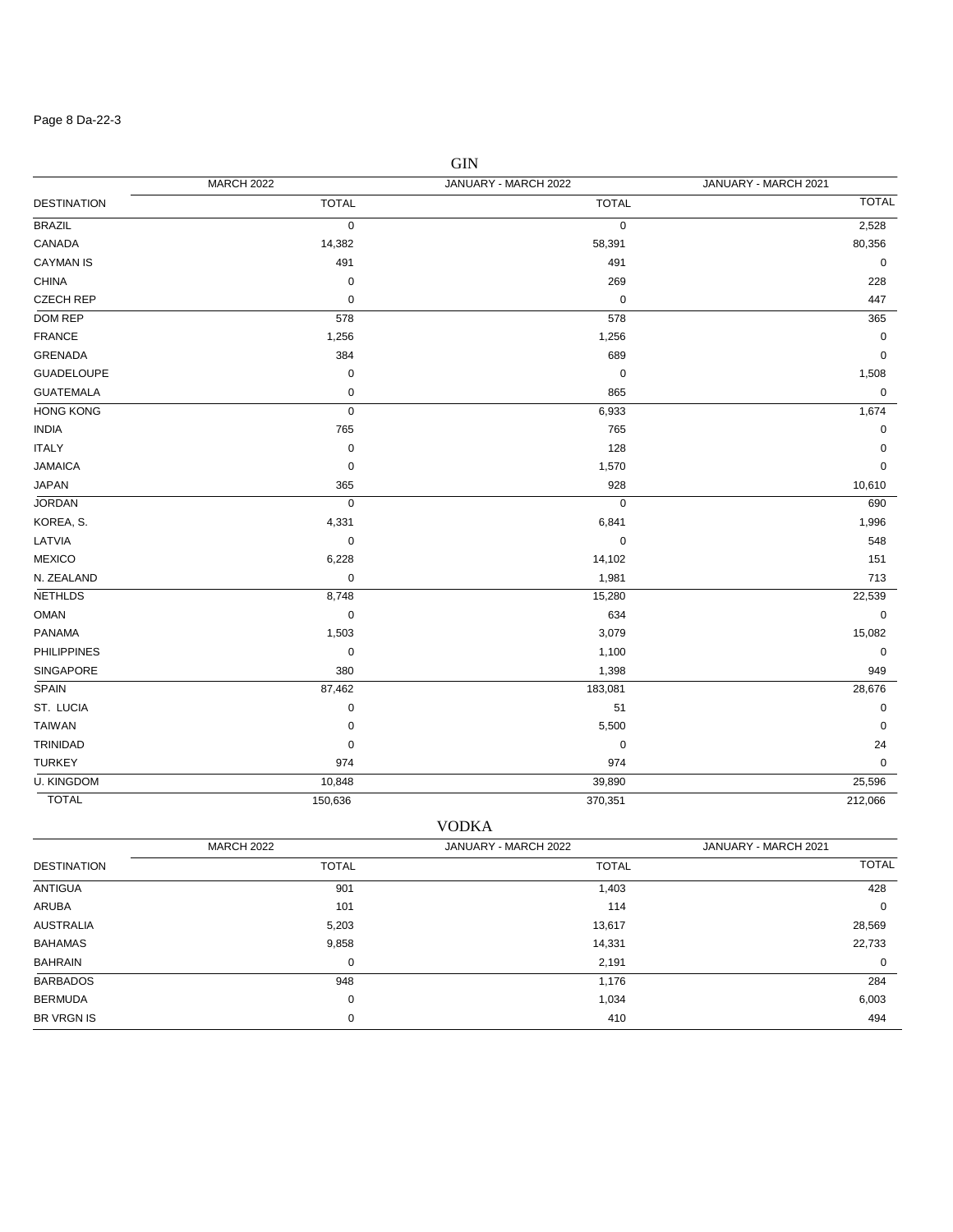## GIN

| DESTINATION | MARCH 2022 TOTAL | JANUARY - MARCH 2022 TOTAL | JANUARY - MARCH 2021 TOTAL |
|---|---|---|---|
| BRAZIL | 0 | 0 | 2,528 |
| CANADA | 14,382 | 58,391 | 80,356 |
| CAYMAN IS | 491 | 491 | 0 |
| CHINA | 0 | 269 | 228 |
| CZECH REP | 0 | 0 | 447 |
| DOM REP | 578 | 578 | 365 |
| FRANCE | 1,256 | 1,256 | 0 |
| GRENADA | 384 | 689 | 0 |
| GUADELOUPE | 0 | 0 | 1,508 |
| GUATEMALA | 0 | 865 | 0 |
| HONG KONG | 0 | 6,933 | 1,674 |
| INDIA | 765 | 765 | 0 |
| ITALY | 0 | 128 | 0 |
| JAMAICA | 0 | 1,570 | 0 |
| JAPAN | 365 | 928 | 10,610 |
| JORDAN | 0 | 0 | 690 |
| KOREA, S. | 4,331 | 6,841 | 1,996 |
| LATVIA | 0 | 0 | 548 |
| MEXICO | 6,228 | 14,102 | 151 |
| N. ZEALAND | 0 | 1,981 | 713 |
| NETHLDS | 8,748 | 15,280 | 22,539 |
| OMAN | 0 | 634 | 0 |
| PANAMA | 1,503 | 3,079 | 15,082 |
| PHILIPPINES | 0 | 1,100 | 0 |
| SINGAPORE | 380 | 1,398 | 949 |
| SPAIN | 87,462 | 183,081 | 28,676 |
| ST. LUCIA | 0 | 51 | 0 |
| TAIWAN | 0 | 5,500 | 0 |
| TRINIDAD | 0 | 0 | 24 |
| TURKEY | 974 | 974 | 0 |
| U. KINGDOM | 10,848 | 39,890 | 25,596 |
| TOTAL | 150,636 | 370,351 | 212,066 |

## VODKA

| DESTINATION | MARCH 2022 TOTAL | JANUARY - MARCH 2022 TOTAL | JANUARY - MARCH 2021 TOTAL |
|---|---|---|---|
| ANTIGUA | 901 | 1,403 | 428 |
| ARUBA | 101 | 114 | 0 |
| AUSTRALIA | 5,203 | 13,617 | 28,569 |
| BAHAMAS | 9,858 | 14,331 | 22,733 |
| BAHRAIN | 0 | 2,191 | 0 |
| BARBADOS | 948 | 1,176 | 284 |
| BERMUDA | 0 | 1,034 | 6,003 |
| BR VRGN IS | 0 | 410 | 494 |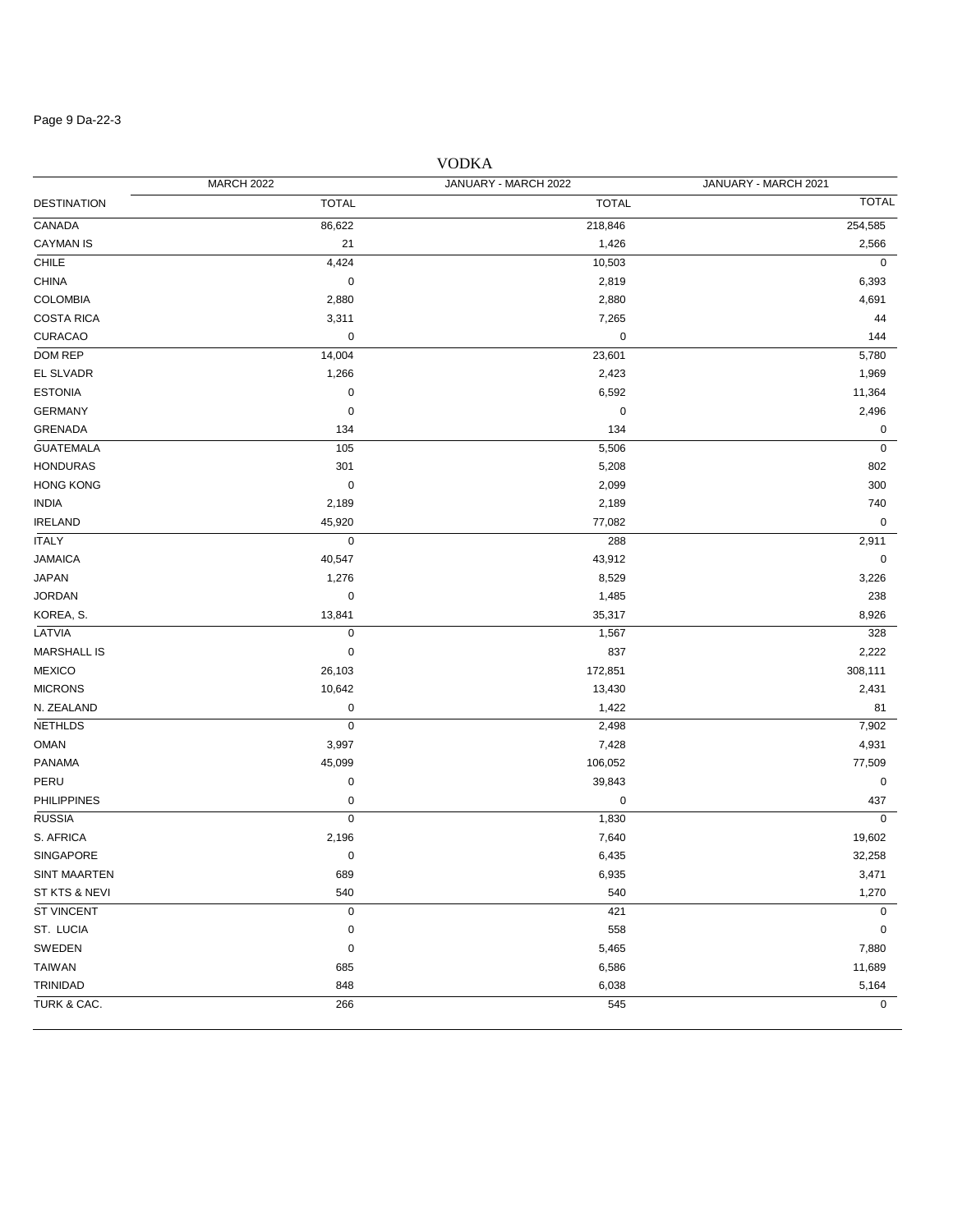## VODKA

| DESTINATION | MARCH 2022 | JANUARY - MARCH 2022 | JANUARY - MARCH 2021 |
|---|---|---|---|
| | TOTAL | TOTAL | TOTAL |
| CANADA | 86,622 | 218,846 | 254,585 |
| CAYMAN IS | 21 | 1,426 | 2,566 |
| CHILE | 4,424 | 10,503 | 0 |
| CHINA | 0 | 2,819 | 6,393 |
| COLOMBIA | 2,880 | 2,880 | 4,691 |
| COSTA RICA | 3,311 | 7,265 | 44 |
| CURACAO | 0 | 0 | 144 |
| DOM REP | 14,004 | 23,601 | 5,780 |
| EL SLVADR | 1,266 | 2,423 | 1,969 |
| ESTONIA | 0 | 6,592 | 11,364 |
| GERMANY | 0 | 0 | 2,496 |
| GRENADA | 134 | 134 | 0 |
| GUATEMALA | 105 | 5,506 | 0 |
| HONDURAS | 301 | 5,208 | 802 |
| HONG KONG | 0 | 2,099 | 300 |
| INDIA | 2,189 | 2,189 | 740 |
| IRELAND | 45,920 | 77,082 | 0 |
| ITALY | 0 | 288 | 2,911 |
| JAMAICA | 40,547 | 43,912 | 0 |
| JAPAN | 1,276 | 8,529 | 3,226 |
| JORDAN | 0 | 1,485 | 238 |
| KOREA, S. | 13,841 | 35,317 | 8,926 |
| LATVIA | 0 | 1,567 | 328 |
| MARSHALL IS | 0 | 837 | 2,222 |
| MEXICO | 26,103 | 172,851 | 308,111 |
| MICRONS | 10,642 | 13,430 | 2,431 |
| N. ZEALAND | 0 | 1,422 | 81 |
| NETHLDS | 0 | 2,498 | 7,902 |
| OMAN | 3,997 | 7,428 | 4,931 |
| PANAMA | 45,099 | 106,052 | 77,509 |
| PERU | 0 | 39,843 | 0 |
| PHILIPPINES | 0 | 0 | 437 |
| RUSSIA | 0 | 1,830 | 0 |
| S. AFRICA | 2,196 | 7,640 | 19,602 |
| SINGAPORE | 0 | 6,435 | 32,258 |
| SINT MAARTEN | 689 | 6,935 | 3,471 |
| ST KTS & NEVI | 540 | 540 | 1,270 |
| ST VINCENT | 0 | 421 | 0 |
| ST. LUCIA | 0 | 558 | 0 |
| SWEDEN | 0 | 5,465 | 7,880 |
| TAIWAN | 685 | 6,586 | 11,689 |
| TRINIDAD | 848 | 6,038 | 5,164 |
| TURK & CAC. | 266 | 545 | 0 |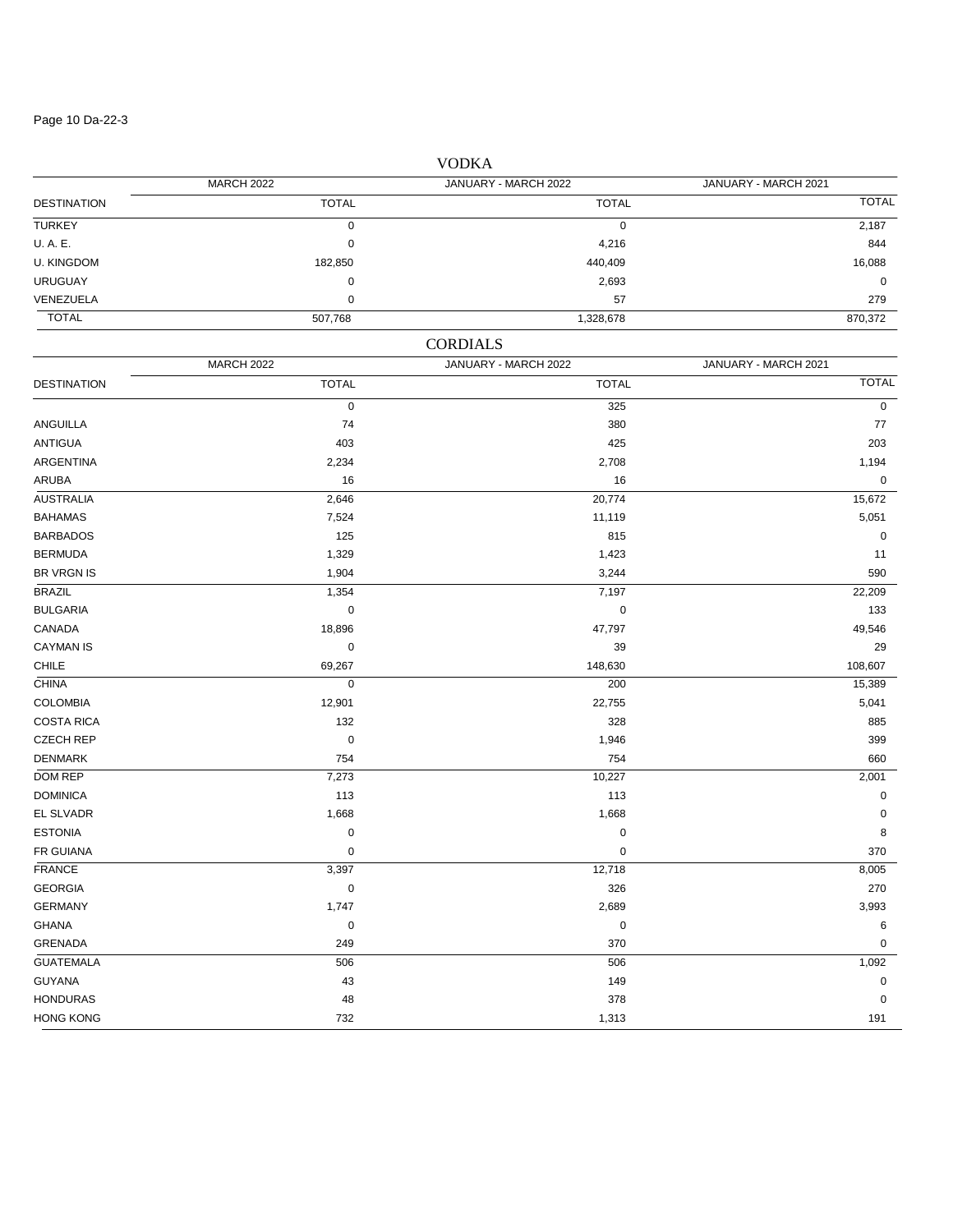## VODKA

| DESTINATION | MARCH 2022 TOTAL | JANUARY - MARCH 2022 TOTAL | JANUARY - MARCH 2021 TOTAL |
|---|---|---|---|
| TURKEY | 0 | 0 | 2,187 |
| U. A. E. | 0 | 4,216 | 844 |
| U. KINGDOM | 182,850 | 440,409 | 16,088 |
| URUGUAY | 0 | 2,693 | 0 |
| VENEZUELA | 0 | 57 | 279 |
| TOTAL | 507,768 | 1,328,678 | 870,372 |

## CORDIALS

| DESTINATION | MARCH 2022 TOTAL | JANUARY - MARCH 2022 TOTAL | JANUARY - MARCH 2021 TOTAL |
|---|---|---|---|
| | 0 | 325 | 0 |
| ANGUILLA | 74 | 380 | 77 |
| ANTIGUA | 403 | 425 | 203 |
| ARGENTINA | 2,234 | 2,708 | 1,194 |
| ARUBA | 16 | 16 | 0 |
| AUSTRALIA | 2,646 | 20,774 | 15,672 |
| BAHAMAS | 7,524 | 11,119 | 5,051 |
| BARBADOS | 125 | 815 | 0 |
| BERMUDA | 1,329 | 1,423 | 11 |
| BR VRGN IS | 1,904 | 3,244 | 590 |
| BRAZIL | 1,354 | 7,197 | 22,209 |
| BULGARIA | 0 | 0 | 133 |
| CANADA | 18,896 | 47,797 | 49,546 |
| CAYMAN IS | 0 | 39 | 29 |
| CHILE | 69,267 | 148,630 | 108,607 |
| CHINA | 0 | 200 | 15,389 |
| COLOMBIA | 12,901 | 22,755 | 5,041 |
| COSTA RICA | 132 | 328 | 885 |
| CZECH REP | 0 | 1,946 | 399 |
| DENMARK | 754 | 754 | 660 |
| DOM REP | 7,273 | 10,227 | 2,001 |
| DOMINICA | 113 | 113 | 0 |
| EL SLVADR | 1,668 | 1,668 | 0 |
| ESTONIA | 0 | 0 | 8 |
| FR GUIANA | 0 | 0 | 370 |
| FRANCE | 3,397 | 12,718 | 8,005 |
| GEORGIA | 0 | 326 | 270 |
| GERMANY | 1,747 | 2,689 | 3,993 |
| GHANA | 0 | 0 | 6 |
| GRENADA | 249 | 370 | 0 |
| GUATEMALA | 506 | 506 | 1,092 |
| GUYANA | 43 | 149 | 0 |
| HONDURAS | 48 | 378 | 0 |
| HONG KONG | 732 | 1,313 | 191 |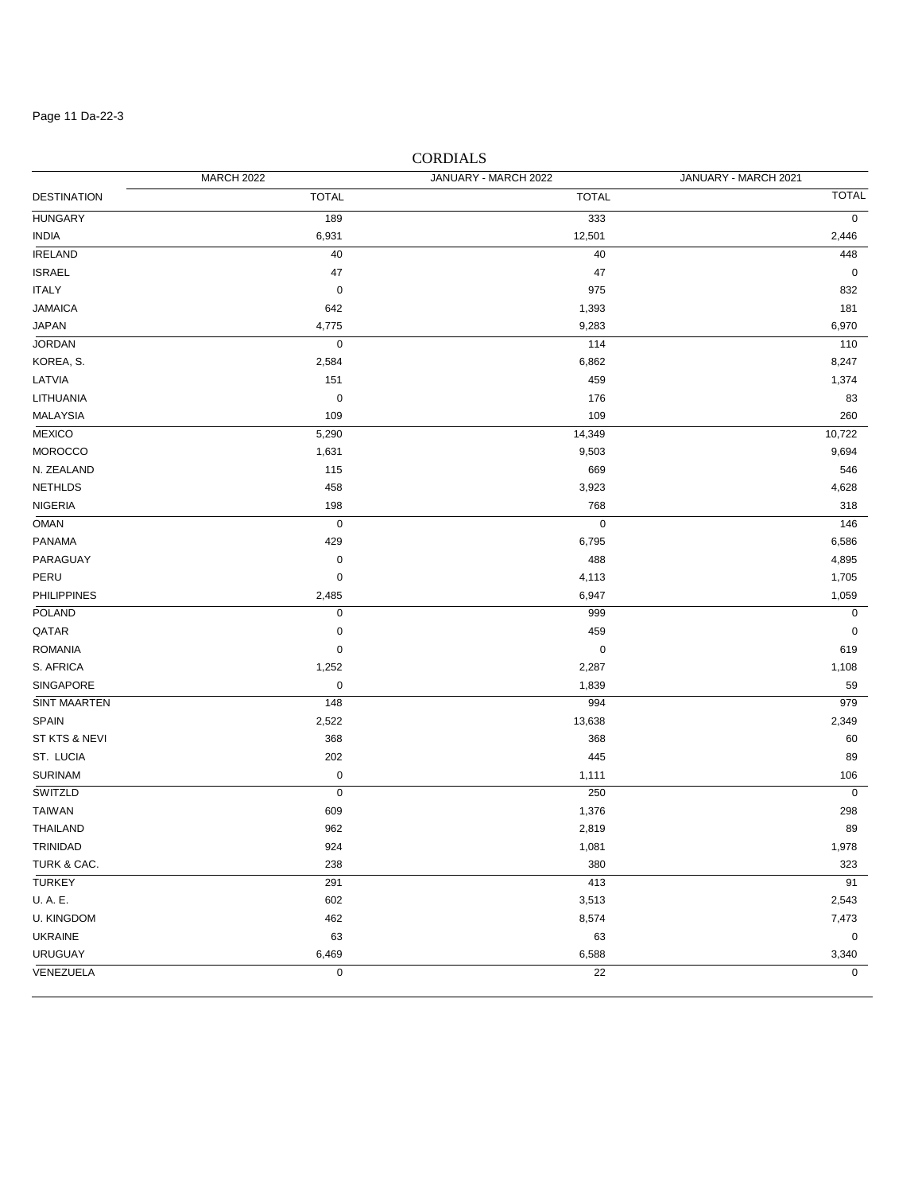# CORDIALS

| DESTINATION | MARCH 2022 | JANUARY - MARCH 2022 | JANUARY - MARCH 2021 |
|---|---|---|---|
| | TOTAL | TOTAL | TOTAL |
| HUNGARY | 189 | 333 | 0 |
| INDIA | 6,931 | 12,501 | 2,446 |
| IRELAND | 40 | 40 | 448 |
| ISRAEL | 47 | 47 | 0 |
| ITALY | 0 | 975 | 832 |
| JAMAICA | 642 | 1,393 | 181 |
| JAPAN | 4,775 | 9,283 | 6,970 |
| JORDAN | 0 | 114 | 110 |
| KOREA, S. | 2,584 | 6,862 | 8,247 |
| LATVIA | 151 | 459 | 1,374 |
| LITHUANIA | 0 | 176 | 83 |
| MALAYSIA | 109 | 109 | 260 |
| MEXICO | 5,290 | 14,349 | 10,722 |
| MOROCCO | 1,631 | 9,503 | 9,694 |
| N. ZEALAND | 115 | 669 | 546 |
| NETHLDS | 458 | 3,923 | 4,628 |
| NIGERIA | 198 | 768 | 318 |
| OMAN | 0 | 0 | 146 |
| PANAMA | 429 | 6,795 | 6,586 |
| PARAGUAY | 0 | 488 | 4,895 |
| PERU | 0 | 4,113 | 1,705 |
| PHILIPPINES | 2,485 | 6,947 | 1,059 |
| POLAND | 0 | 999 | 0 |
| QATAR | 0 | 459 | 0 |
| ROMANIA | 0 | 0 | 619 |
| S. AFRICA | 1,252 | 2,287 | 1,108 |
| SINGAPORE | 0 | 1,839 | 59 |
| SINT MAARTEN | 148 | 994 | 979 |
| SPAIN | 2,522 | 13,638 | 2,349 |
| ST KTS & NEVI | 368 | 368 | 60 |
| ST. LUCIA | 202 | 445 | 89 |
| SURINAM | 0 | 1,111 | 106 |
| SWITZLD | 0 | 250 | 0 |
| TAIWAN | 609 | 1,376 | 298 |
| THAILAND | 962 | 2,819 | 89 |
| TRINIDAD | 924 | 1,081 | 1,978 |
| TURK & CAC. | 238 | 380 | 323 |
| TURKEY | 291 | 413 | 91 |
| U. A. E. | 602 | 3,513 | 2,543 |
| U. KINGDOM | 462 | 8,574 | 7,473 |
| UKRAINE | 63 | 63 | 0 |
| URUGUAY | 6,469 | 6,588 | 3,340 |
| VENEZUELA | 0 | 22 | 0 |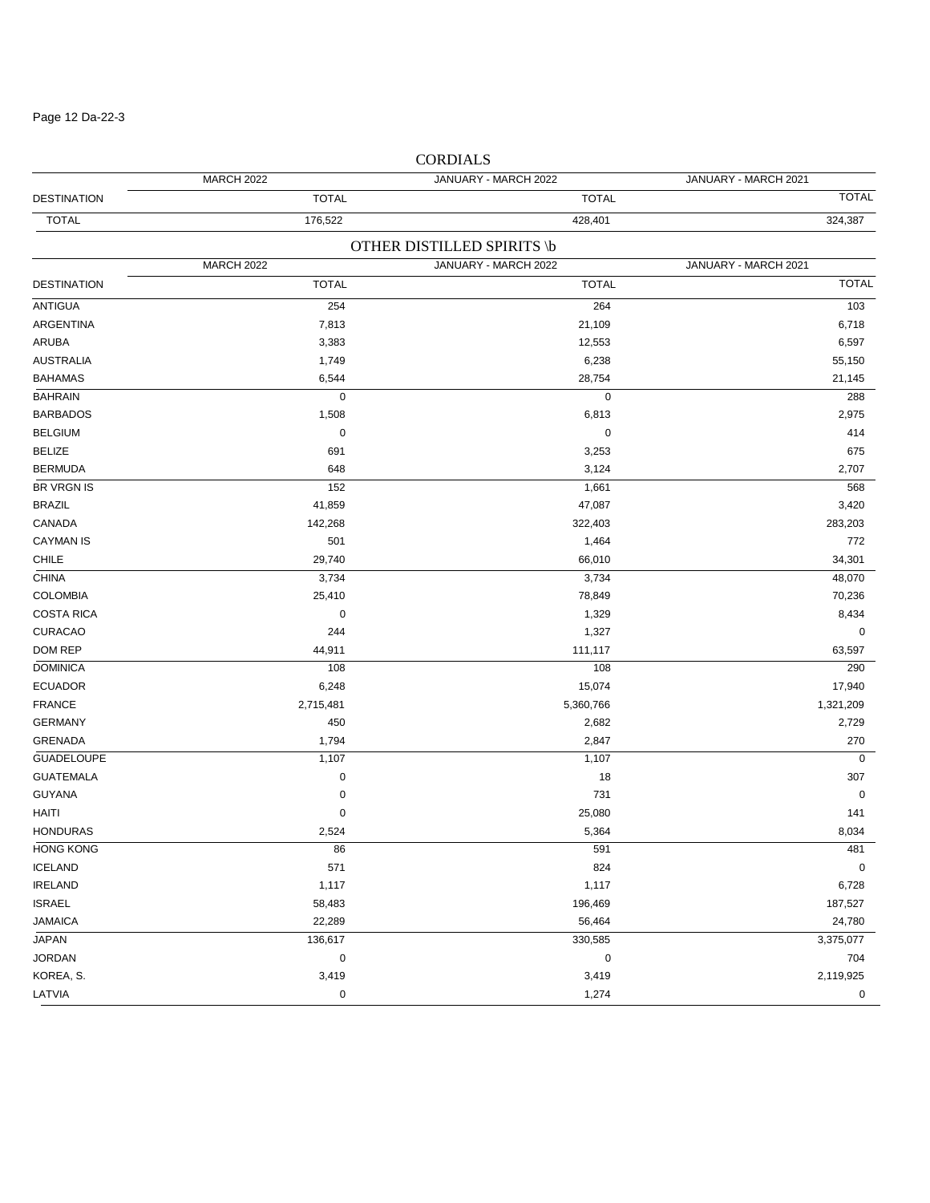## CORDIALS

| DESTINATION | MARCH 2022 TOTAL | JANUARY - MARCH 2022 TOTAL | JANUARY - MARCH 2021 TOTAL |
|---|---|---|---|
| TOTAL | 176,522 | 428,401 | 324,387 |

## OTHER DISTILLED SPIRITS \b

| DESTINATION | MARCH 2022 TOTAL | JANUARY - MARCH 2022 TOTAL | JANUARY - MARCH 2021 TOTAL |
|---|---|---|---|
| ANTIGUA | 254 | 264 | 103 |
| ARGENTINA | 7,813 | 21,109 | 6,718 |
| ARUBA | 3,383 | 12,553 | 6,597 |
| AUSTRALIA | 1,749 | 6,238 | 55,150 |
| BAHAMAS | 6,544 | 28,754 | 21,145 |
| BAHRAIN | 0 | 0 | 288 |
| BARBADOS | 1,508 | 6,813 | 2,975 |
| BELGIUM | 0 | 0 | 414 |
| BELIZE | 691 | 3,253 | 675 |
| BERMUDA | 648 | 3,124 | 2,707 |
| BR VRGN IS | 152 | 1,661 | 568 |
| BRAZIL | 41,859 | 47,087 | 3,420 |
| CANADA | 142,268 | 322,403 | 283,203 |
| CAYMAN IS | 501 | 1,464 | 772 |
| CHILE | 29,740 | 66,010 | 34,301 |
| CHINA | 3,734 | 3,734 | 48,070 |
| COLOMBIA | 25,410 | 78,849 | 70,236 |
| COSTA RICA | 0 | 1,329 | 8,434 |
| CURACAO | 244 | 1,327 | 0 |
| DOM REP | 44,911 | 111,117 | 63,597 |
| DOMINICA | 108 | 108 | 290 |
| ECUADOR | 6,248 | 15,074 | 17,940 |
| FRANCE | 2,715,481 | 5,360,766 | 1,321,209 |
| GERMANY | 450 | 2,682 | 2,729 |
| GRENADA | 1,794 | 2,847 | 270 |
| GUADELOUPE | 1,107 | 1,107 | 0 |
| GUATEMALA | 0 | 18 | 307 |
| GUYANA | 0 | 731 | 0 |
| HAITI | 0 | 25,080 | 141 |
| HONDURAS | 2,524 | 5,364 | 8,034 |
| HONG KONG | 86 | 591 | 481 |
| ICELAND | 571 | 824 | 0 |
| IRELAND | 1,117 | 1,117 | 6,728 |
| ISRAEL | 58,483 | 196,469 | 187,527 |
| JAMAICA | 22,289 | 56,464 | 24,780 |
| JAPAN | 136,617 | 330,585 | 3,375,077 |
| JORDAN | 0 | 0 | 704 |
| KOREA, S. | 3,419 | 3,419 | 2,119,925 |
| LATVIA | 0 | 1,274 | 0 |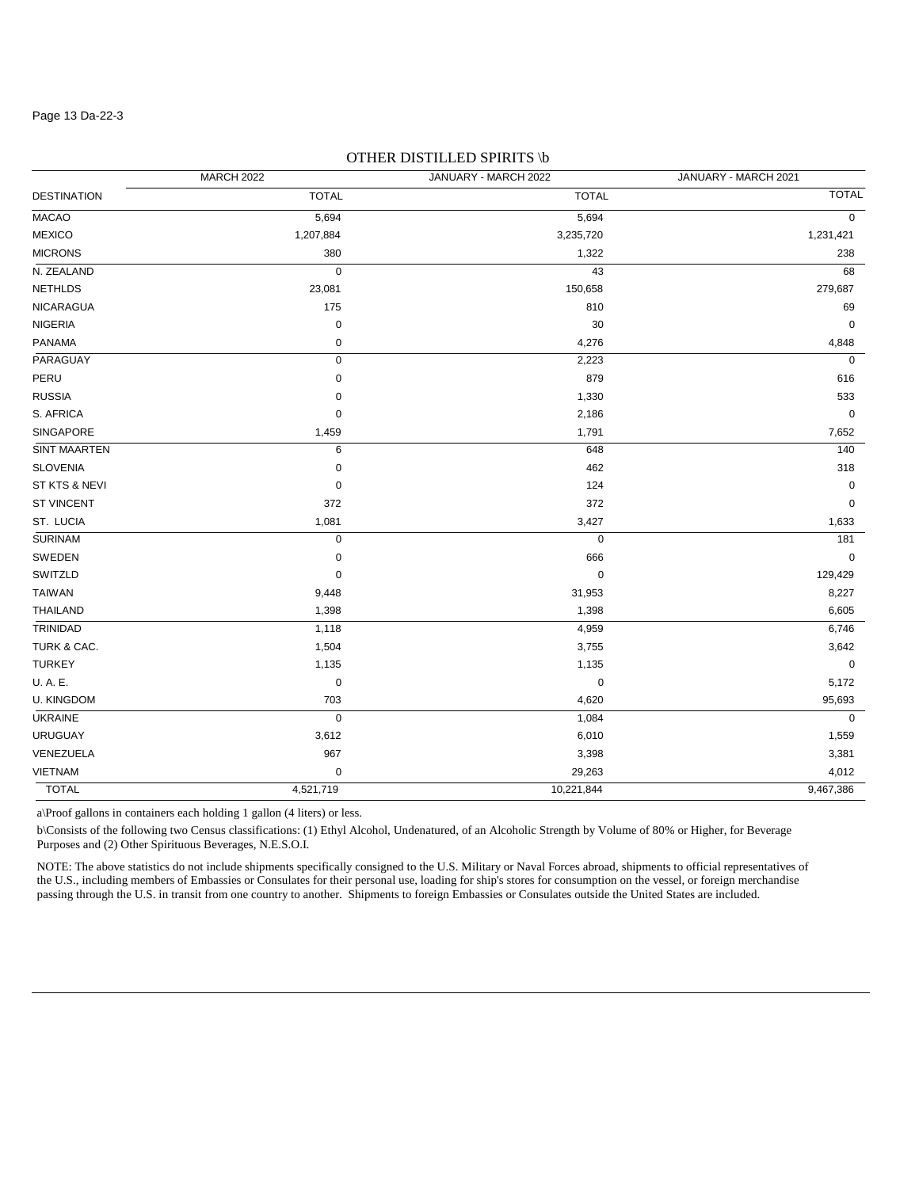## OTHER DISTILLED SPIRITS \b

| DESTINATION | MARCH 2022 TOTAL | JANUARY - MARCH 2022 TOTAL | JANUARY - MARCH 2021 TOTAL |
|---|---|---|---|
| MACAO | 5,694 | 5,694 | 0 |
| MEXICO | 1,207,884 | 3,235,720 | 1,231,421 |
| MICRONS | 380 | 1,322 | 238 |
| N. ZEALAND | 0 | 43 | 68 |
| NETHLDS | 23,081 | 150,658 | 279,687 |
| NICARAGUA | 175 | 810 | 69 |
| NIGERIA | 0 | 30 | 0 |
| PANAMA | 0 | 4,276 | 4,848 |
| PARAGUAY | 0 | 2,223 | 0 |
| PERU | 0 | 879 | 616 |
| RUSSIA | 0 | 1,330 | 533 |
| S. AFRICA | 0 | 2,186 | 0 |
| SINGAPORE | 1,459 | 1,791 | 7,652 |
| SINT MAARTEN | 6 | 648 | 140 |
| SLOVENIA | 0 | 462 | 318 |
| ST KTS & NEVI | 0 | 124 | 0 |
| ST VINCENT | 372 | 372 | 0 |
| ST. LUCIA | 1,081 | 3,427 | 1,633 |
| SURINAM | 0 | 0 | 181 |
| SWEDEN | 0 | 666 | 0 |
| SWITZLD | 0 | 0 | 129,429 |
| TAIWAN | 9,448 | 31,953 | 8,227 |
| THAILAND | 1,398 | 1,398 | 6,605 |
| TRINIDAD | 1,118 | 4,959 | 6,746 |
| TURK & CAC. | 1,504 | 3,755 | 3,642 |
| TURKEY | 1,135 | 1,135 | 0 |
| U. A. E. | 0 | 0 | 5,172 |
| U. KINGDOM | 703 | 4,620 | 95,693 |
| UKRAINE | 0 | 1,084 | 0 |
| URUGUAY | 3,612 | 6,010 | 1,559 |
| VENEZUELA | 967 | 3,398 | 3,381 |
| VIETNAM | 0 | 29,263 | 4,012 |
| TOTAL | 4,521,719 | 10,221,844 | 9,467,386 |

a\Proof gallons in containers each holding 1 gallon (4 liters) or less.

b\Consists of the following two Census classifications: (1) Ethyl Alcohol, Undenatured, of an Alcoholic Strength by Volume of 80% or Higher, for Beverage Purposes and (2) Other Spirituous Beverages, N.E.S.O.I.

NOTE: The above statistics do not include shipments specifically consigned to the U.S. Military or Naval Forces abroad, shipments to official representatives of the U.S., including members of Embassies or Consulates for their personal use, loading for ship's stores for consumption on the vessel, or foreign merchandise passing through the U.S. in transit from one country to another. Shipments to foreign Embassies or Consulates outside the United States are included.